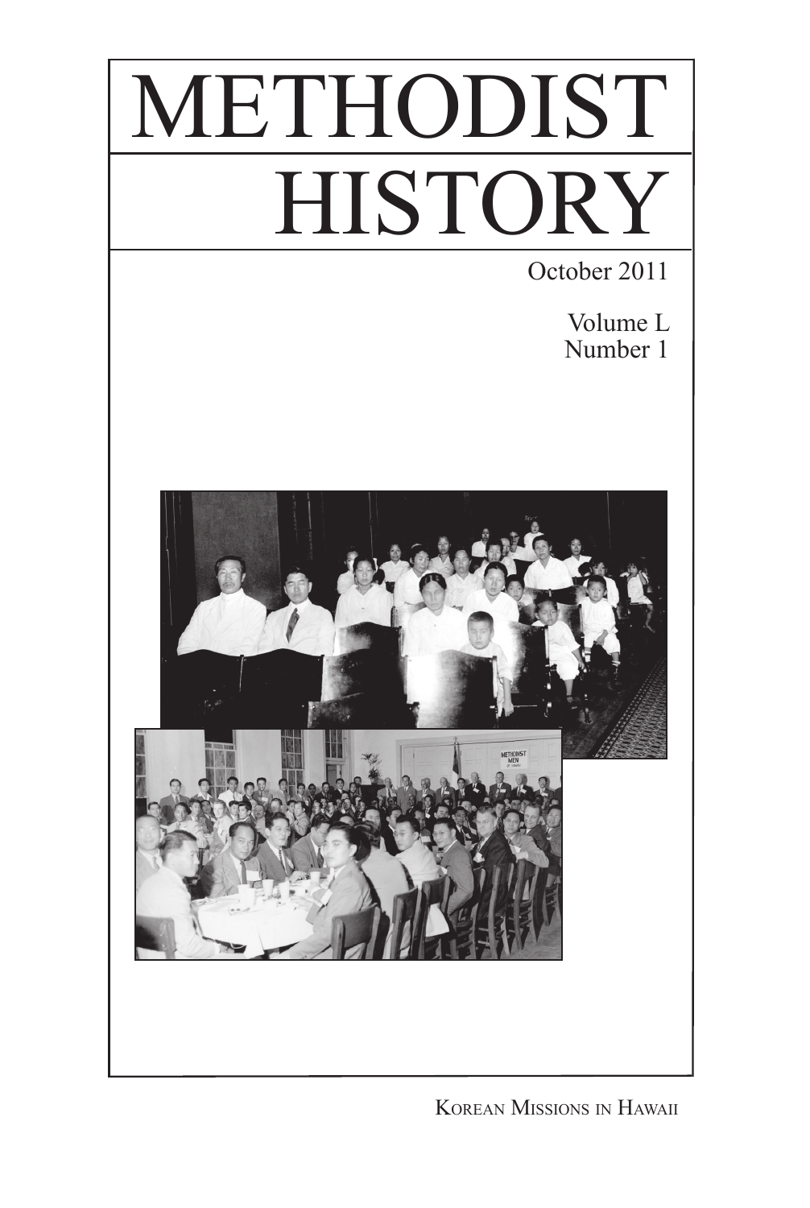# METHODIST HISTORY

October 2011

Volume L
Number 1

KOREAN MISSIONS IN HAWAII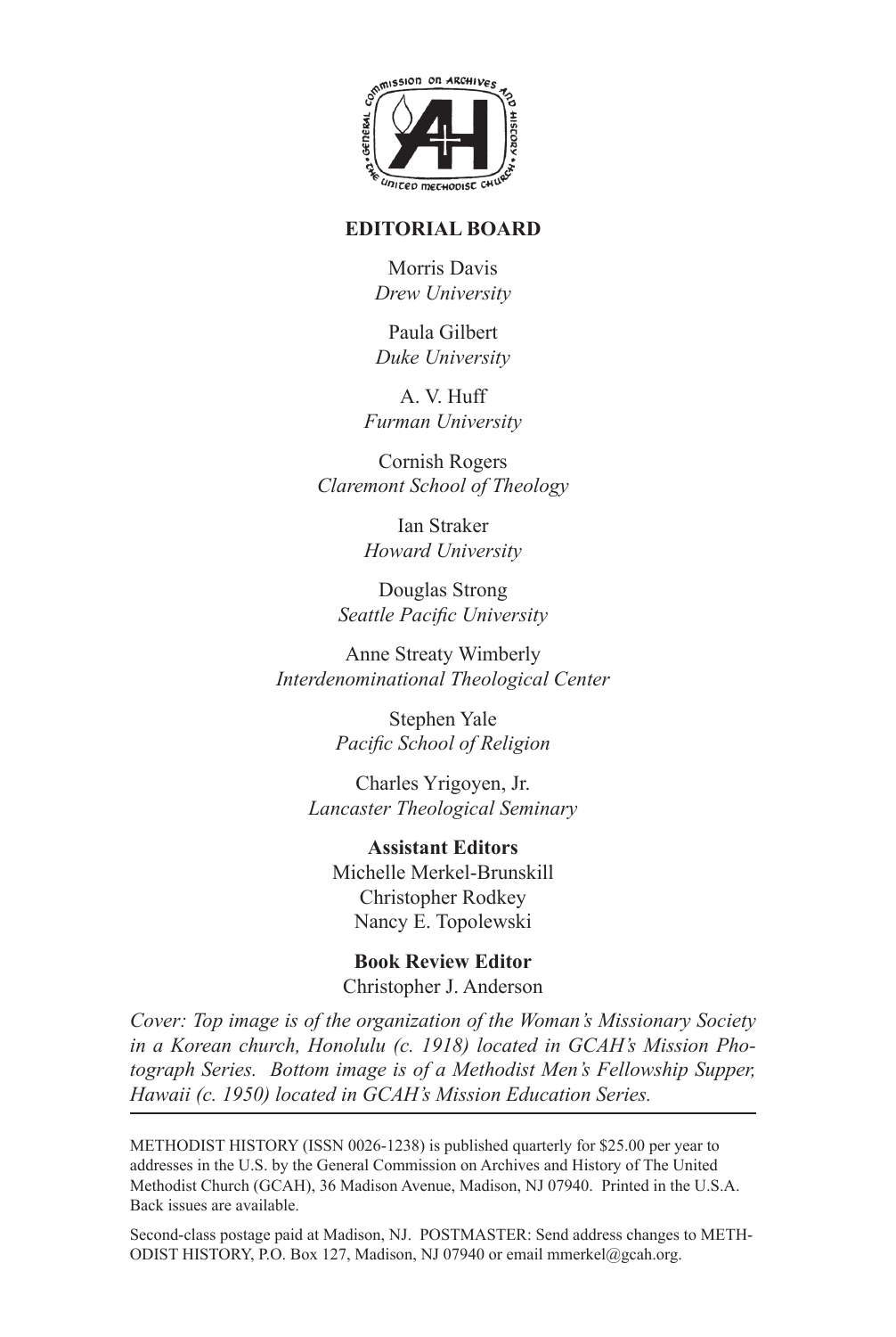## EDITORIAL BOARD

Morris Davis
*Drew University*

Paula Gilbert
*Duke University*

A. V. Huff
*Furman University*

Cornish Rogers
*Claremont School of Theology*

Ian Straker
*Howard University*

Douglas Strong
*Seattle Pacific University*

Anne Streaty Wimberly
*Interdenominational Theological Center*

Stephen Yale
*Pacific School of Religion*

Charles Yrigoyen, Jr.
*Lancaster Theological Seminary*

**Assistant Editors**
Michelle Merkel-Brunskill
Christopher Rodkey
Nancy E. Topolewski

**Book Review Editor**
Christopher J. Anderson

*Cover: Top image is of the organization of the Woman's Missionary Society in a Korean church, Honolulu (c. 1918) located in GCAH's Mission Photograph Series. Bottom image is of a Methodist Men's Fellowship Supper, Hawaii (c. 1950) located in GCAH's Mission Education Series.*

---

METHODIST HISTORY (ISSN 0026-1238) is published quarterly for $25.00 per year to addresses in the U.S. by the General Commission on Archives and History of The United Methodist Church (GCAH), 36 Madison Avenue, Madison, NJ 07940. Printed in the U.S.A. Back issues are available.

Second-class postage paid at Madison, NJ. POSTMASTER: Send address changes to METHODIST HISTORY, P.O. Box 127, Madison, NJ 07940 or email mmerkel@gcah.org.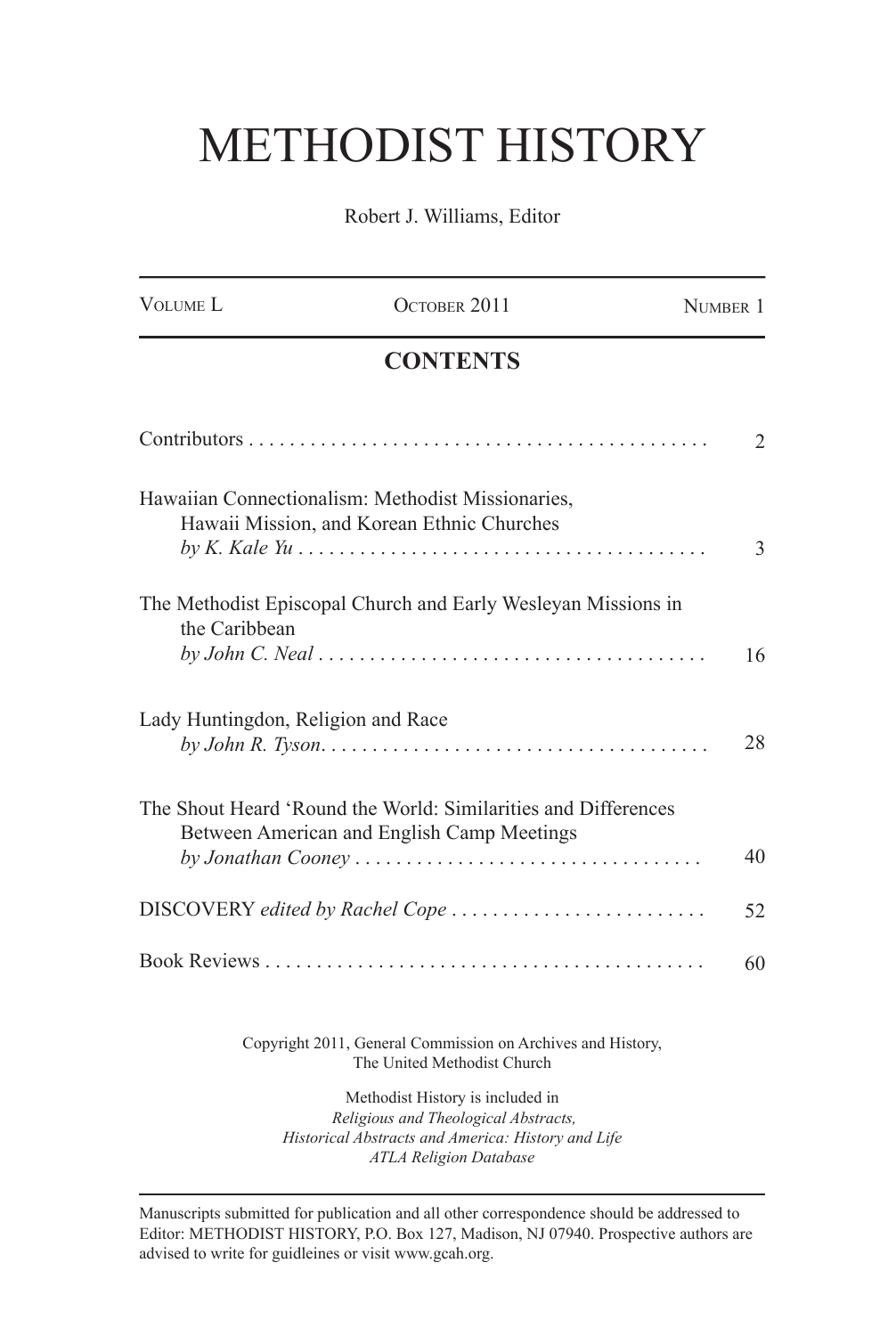# METHODIST HISTORY

Robert J. Williams, Editor

| Volume L | October 2011 | Number 1 |
|---|---|---|

## CONTENTS

| | |
|---|---|
| Contributors | 2 |
| Hawaiian Connectionalism: Methodist Missionaries, Hawaii Mission, and Korean Ethnic Churches *by K. Kale Yu* | 3 |
| The Methodist Episcopal Church and Early Wesleyan Missions in the Caribbean *by John C. Neal* | 16 |
| Lady Huntingdon, Religion and Race *by John R. Tyson* | 28 |
| The Shout Heard 'Round the World: Similarities and Differences Between American and English Camp Meetings *by Jonathan Cooney* | 40 |
| DISCOVERY *edited by Rachel Cope* | 52 |
| Book Reviews | 60 |

Copyright 2011, General Commission on Archives and History,
The United Methodist Church

Methodist History is included in
*Religious and Theological Abstracts,*
*Historical Abstracts and America: History and Life*
*ATLA Religion Database*

Manuscripts submitted for publication and all other correspondence should be addressed to Editor: METHODIST HISTORY, P.O. Box 127, Madison, NJ 07940. Prospective authors are advised to write for guidleines or visit www.gcah.org.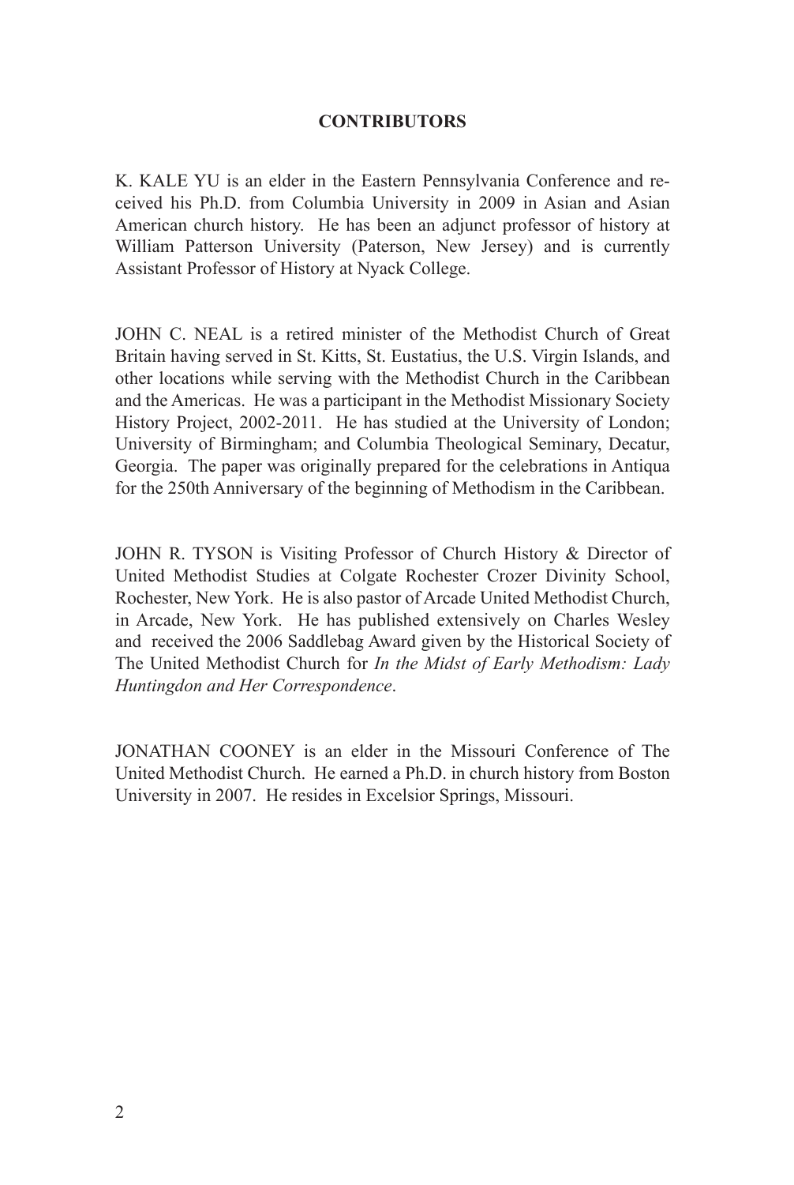## CONTRIBUTORS

K. KALE YU is an elder in the Eastern Pennsylvania Conference and received his Ph.D. from Columbia University in 2009 in Asian and Asian American church history. He has been an adjunct professor of history at William Patterson University (Paterson, New Jersey) and is currently Assistant Professor of History at Nyack College.

JOHN C. NEAL is a retired minister of the Methodist Church of Great Britain having served in St. Kitts, St. Eustatius, the U.S. Virgin Islands, and other locations while serving with the Methodist Church in the Caribbean and the Americas. He was a participant in the Methodist Missionary Society History Project, 2002-2011. He has studied at the University of London; University of Birmingham; and Columbia Theological Seminary, Decatur, Georgia. The paper was originally prepared for the celebrations in Antiqua for the 250th Anniversary of the beginning of Methodism in the Caribbean.

JOHN R. TYSON is Visiting Professor of Church History & Director of United Methodist Studies at Colgate Rochester Crozer Divinity School, Rochester, New York. He is also pastor of Arcade United Methodist Church, in Arcade, New York. He has published extensively on Charles Wesley and received the 2006 Saddlebag Award given by the Historical Society of The United Methodist Church for *In the Midst of Early Methodism: Lady Huntingdon and Her Correspondence*.

JONATHAN COONEY is an elder in the Missouri Conference of The United Methodist Church. He earned a Ph.D. in church history from Boston University in 2007. He resides in Excelsior Springs, Missouri.